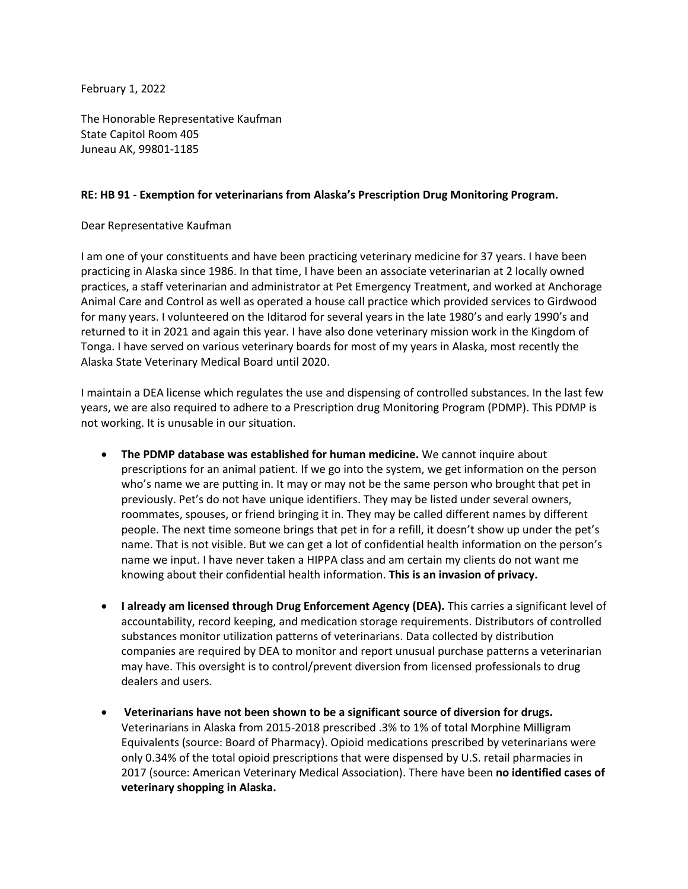February 1, 2022

The Honorable Representative Kaufman
State Capitol Room 405
Juneau AK, 99801-1185

**RE: HB 91 - Exemption for veterinarians from Alaska's Prescription Drug Monitoring Program.**

Dear Representative Kaufman

I am one of your constituents and have been practicing veterinary medicine for 37 years. I have been practicing in Alaska since 1986. In that time, I have been an associate veterinarian at 2 locally owned practices, a staff veterinarian and administrator at Pet Emergency Treatment, and worked at Anchorage Animal Care and Control as well as operated a house call practice which provided services to Girdwood for many years. I volunteered on the Iditarod for several years in the late 1980's and early 1990's and returned to it in 2021 and again this year. I have also done veterinary mission work in the Kingdom of Tonga. I have served on various veterinary boards for most of my years in Alaska, most recently the Alaska State Veterinary Medical Board until 2020.

I maintain a DEA license which regulates the use and dispensing of controlled substances. In the last few years, we are also required to adhere to a Prescription drug Monitoring Program (PDMP). This PDMP is not working. It is unusable in our situation.

- **The PDMP database was established for human medicine.** We cannot inquire about prescriptions for an animal patient. If we go into the system, we get information on the person who's name we are putting in. It may or may not be the same person who brought that pet in previously. Pet's do not have unique identifiers. They may be listed under several owners, roommates, spouses, or friend bringing it in. They may be called different names by different people. The next time someone brings that pet in for a refill, it doesn't show up under the pet's name. That is not visible. But we can get a lot of confidential health information on the person's name we input. I have never taken a HIPPA class and am certain my clients do not want me knowing about their confidential health information. **This is an invasion of privacy.**

- **I already am licensed through Drug Enforcement Agency (DEA).** This carries a significant level of accountability, record keeping, and medication storage requirements. Distributors of controlled substances monitor utilization patterns of veterinarians. Data collected by distribution companies are required by DEA to monitor and report unusual purchase patterns a veterinarian may have. This oversight is to control/prevent diversion from licensed professionals to drug dealers and users.

- **Veterinarians have not been shown to be a significant source of diversion for drugs.** Veterinarians in Alaska from 2015-2018 prescribed .3% to 1% of total Morphine Milligram Equivalents (source: Board of Pharmacy). Opioid medications prescribed by veterinarians were only 0.34% of the total opioid prescriptions that were dispensed by U.S. retail pharmacies in 2017 (source: American Veterinary Medical Association). There have been **no identified cases of veterinary shopping in Alaska.**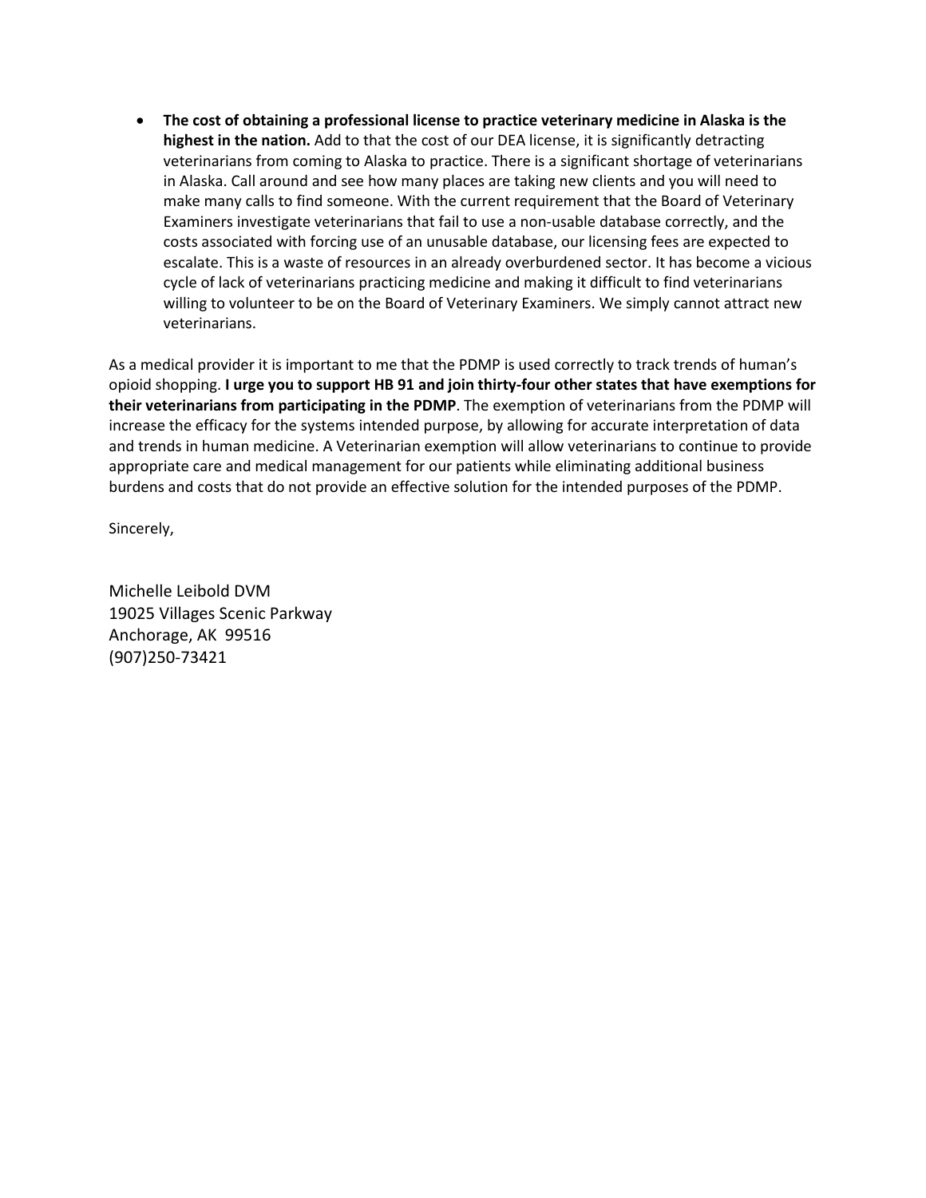- **The cost of obtaining a professional license to practice veterinary medicine in Alaska is the highest in the nation.** Add to that the cost of our DEA license, it is significantly detracting veterinarians from coming to Alaska to practice. There is a significant shortage of veterinarians in Alaska. Call around and see how many places are taking new clients and you will need to make many calls to find someone. With the current requirement that the Board of Veterinary Examiners investigate veterinarians that fail to use a non-usable database correctly, and the costs associated with forcing use of an unusable database, our licensing fees are expected to escalate. This is a waste of resources in an already overburdened sector. It has become a vicious cycle of lack of veterinarians practicing medicine and making it difficult to find veterinarians willing to volunteer to be on the Board of Veterinary Examiners. We simply cannot attract new veterinarians.

As a medical provider it is important to me that the PDMP is used correctly to track trends of human's opioid shopping. **I urge you to support HB 91 and join thirty-four other states that have exemptions for their veterinarians from participating in the PDMP**. The exemption of veterinarians from the PDMP will increase the efficacy for the systems intended purpose, by allowing for accurate interpretation of data and trends in human medicine. A Veterinarian exemption will allow veterinarians to continue to provide appropriate care and medical management for our patients while eliminating additional business burdens and costs that do not provide an effective solution for the intended purposes of the PDMP.

Sincerely,

Michelle Leibold DVM
19025 Villages Scenic Parkway
Anchorage, AK 99516
(907)250-73421